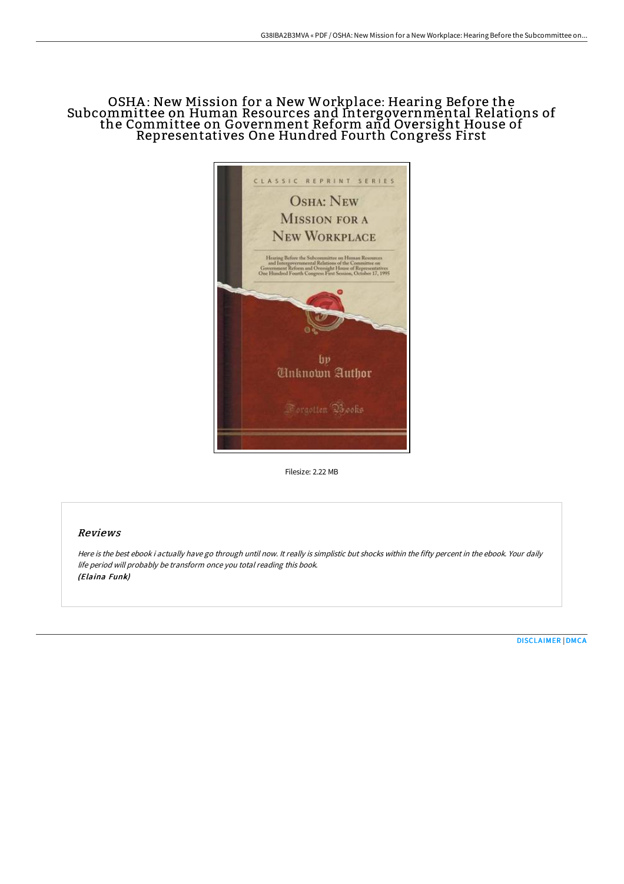# OSHA: New Mission for a New Workplace: Hearing Before the Subcommittee on Human Resources and Intergovernmental Relations of the Committee on Government Reform and Oversight House of Representatives One Hundred Fourth Congress First

Filesize: 2.22 MB

## Reviews

*Here is the best ebook i actually have go through until now. It really is simplistic but shocks within the fifty percent in the ebook. Your daily life period will probably be transform once you total reading this book.*
***(Elaina Funk)***

DISCLAIMER | DMCA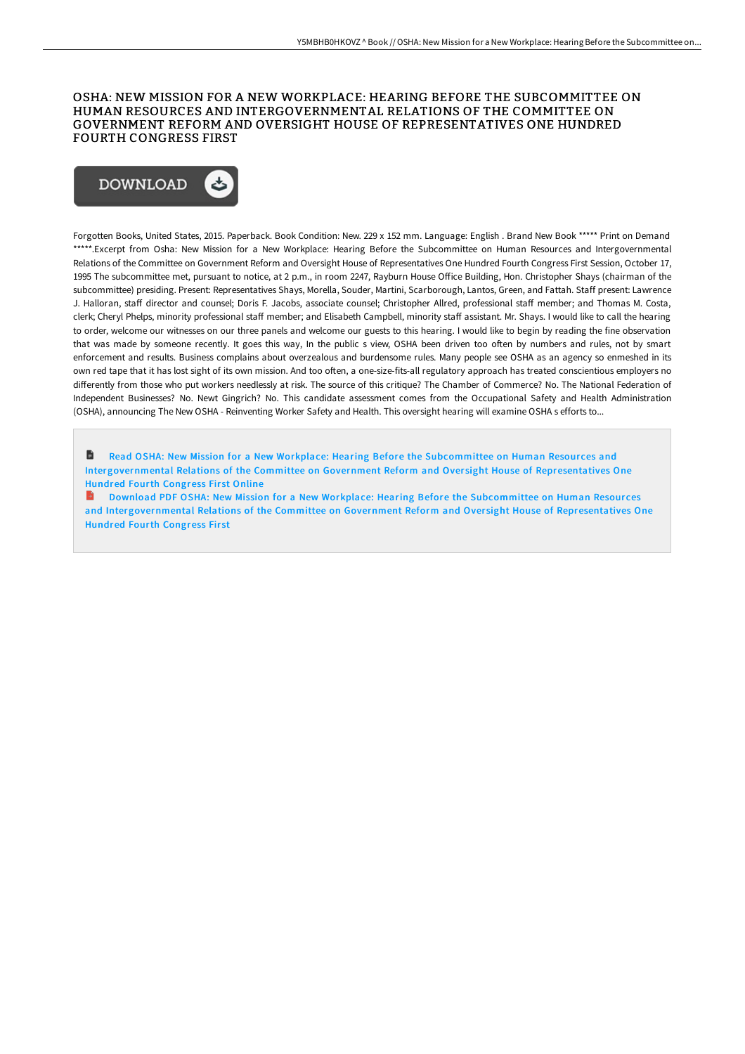# OSHA: NEW MISSION FOR A NEW WORKPLACE: HEARING BEFORE THE SUBCOMMITTEE ON HUMAN RESOURCES AND INTERGOVERNMENTAL RELATIONS OF THE COMMITTEE ON GOVERNMENT REFORM AND OVERSIGHT HOUSE OF REPRESENTATIVES ONE HUNDRED FOURTH CONGRESS FIRST

DOWNLOAD

Forgotten Books, United States, 2015. Paperback. Book Condition: New. 229 x 152 mm. Language: English . Brand New Book ***** Print on Demand *****.Excerpt from Osha: New Mission for a New Workplace: Hearing Before the Subcommittee on Human Resources and Intergovernmental Relations of the Committee on Government Reform and Oversight House of Representatives One Hundred Fourth Congress First Session, October 17, 1995 The subcommittee met, pursuant to notice, at 2 p.m., in room 2247, Rayburn House Office Building, Hon. Christopher Shays (chairman of the subcommittee) presiding. Present: Representatives Shays, Morella, Souder, Martini, Scarborough, Lantos, Green, and Fattah. Staff present: Lawrence J. Halloran, staff director and counsel; Doris F. Jacobs, associate counsel; Christopher Allred, professional staff member; and Thomas M. Costa, clerk; Cheryl Phelps, minority professional staff member; and Elisabeth Campbell, minority staff assistant. Mr. Shays. I would like to call the hearing to order, welcome our witnesses on our three panels and welcome our guests to this hearing. I would like to begin by reading the fine observation that was made by someone recently. It goes this way, In the public s view, OSHA been driven too often by numbers and rules, not by smart enforcement and results. Business complains about overzealous and burdensome rules. Many people see OSHA as an agency so enmeshed in its own red tape that it has lost sight of its own mission. And too often, a one-size-fits-all regulatory approach has treated conscientious employers no differently from those who put workers needlessly at risk. The source of this critique? The Chamber of Commerce? No. The National Federation of Independent Businesses? No. Newt Gingrich? No. This candidate assessment comes from the Occupational Safety and Health Administration (OSHA), announcing The New OSHA - Reinventing Worker Safety and Health. This oversight hearing will examine OSHA s efforts to...

Read OSHA: New Mission for a New Workplace: Hearing Before the Subcommittee on Human Resources and Intergovernmental Relations of the Committee on Government Reform and Oversight House of Representatives One Hundred Fourth Congress First Online

Download PDF OSHA: New Mission for a New Workplace: Hearing Before the Subcommittee on Human Resources and Intergovernmental Relations of the Committee on Government Reform and Oversight House of Representatives One Hundred Fourth Congress First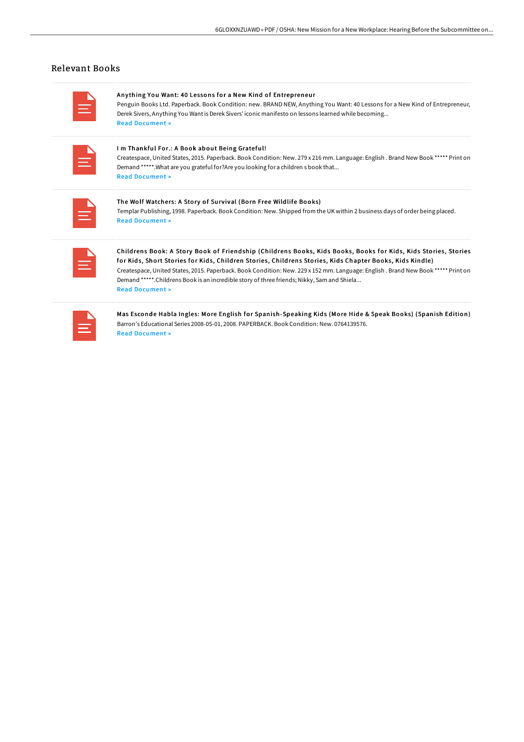## Relevant Books

**Anything You Want: 40 Lessons for a New Kind of Entrepreneur**

Penguin Books Ltd. Paperback. Book Condition: new. BRAND NEW, Anything You Want: 40 Lessons for a New Kind of Entrepreneur, Derek Sivers, Anything You Want is Derek Sivers' iconic manifesto on lessons learned while becoming...

Read Document »

**I m Thankful For.: A Book about Being Grateful!**

Createspace, United States, 2015. Paperback. Book Condition: New. 279 x 216 mm. Language: English . Brand New Book ***** Print on Demand *****.What are you grateful for?Are you looking for a children s book that...

Read Document »

**The Wolf Watchers: A Story of Survival (Born Free Wildlife Books)**

Templar Publishing, 1998. Paperback. Book Condition: New. Shipped from the UK within 2 business days of order being placed.

Read Document »

**Childrens Book: A Story Book of Friendship (Childrens Books, Kids Books, Books for Kids, Kids Stories, Stories for Kids, Short Stories for Kids, Children Stories, Childrens Stories, Kids Chapter Books, Kids Kindle)**

Createspace, United States, 2015. Paperback. Book Condition: New. 229 x 152 mm. Language: English . Brand New Book ***** Print on Demand *****.Childrens Book is an incredible story of three friends; Nikky, Sam and Shiela...

Read Document »

**Mas Esconde Habla Ingles: More English for Spanish-Speaking Kids (More Hide & Speak Books) (Spanish Edition)**

Barron's Educational Series 2008-05-01, 2008. PAPERBACK. Book Condition: New. 0764139576.

Read Document »